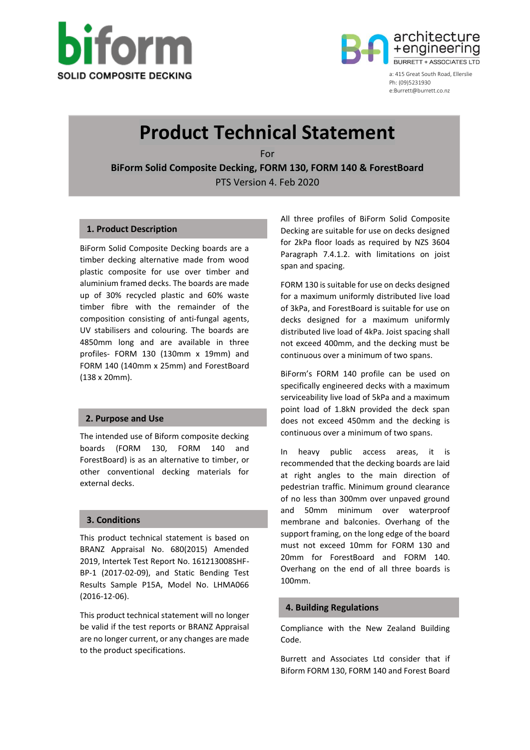biform
SOLID COMPOSITE DECKING

architecture +engineering
BURRETT + ASSOCIATES LTD

a: 415 Great South Road, Ellerslie
Ph: (09)5231930
e:Burrett@burrett.co.nz

# Product Technical Statement

For

**BiForm Solid Composite Decking, FORM 130, FORM 140 & ForestBoard**

PTS Version 4. Feb 2020

## 1. Product Description

BiForm Solid Composite Decking boards are a timber decking alternative made from wood plastic composite for use over timber and aluminium framed decks. The boards are made up of 30% recycled plastic and 60% waste timber fibre with the remainder of the composition consisting of anti-fungal agents, UV stabilisers and colouring. The boards are 4850mm long and are available in three profiles- FORM 130 (130mm x 19mm) and FORM 140 (140mm x 25mm) and ForestBoard (138 x 20mm).

## 2. Purpose and Use

The intended use of Biform composite decking boards (FORM 130, FORM 140 and ForestBoard) is as an alternative to timber, or other conventional decking materials for external decks.

## 3. Conditions

This product technical statement is based on BRANZ Appraisal No. 680(2015) Amended 2019, Intertek Test Report No. 161213008SHF-BP-1 (2017-02-09), and Static Bending Test Results Sample P15A, Model No. LHMA066 (2016-12-06).

This product technical statement will no longer be valid if the test reports or BRANZ Appraisal are no longer current, or any changes are made to the product specifications.

All three profiles of BiForm Solid Composite Decking are suitable for use on decks designed for 2kPa floor loads as required by NZS 3604 Paragraph 7.4.1.2. with limitations on joist span and spacing.

FORM 130 is suitable for use on decks designed for a maximum uniformly distributed live load of 3kPa, and ForestBoard is suitable for use on decks designed for a maximum uniformly distributed live load of 4kPa. Joist spacing shall not exceed 400mm, and the decking must be continuous over a minimum of two spans.

BiForm's FORM 140 profile can be used on specifically engineered decks with a maximum serviceability live load of 5kPa and a maximum point load of 1.8kN provided the deck span does not exceed 450mm and the decking is continuous over a minimum of two spans.

In heavy public access areas, it is recommended that the decking boards are laid at right angles to the main direction of pedestrian traffic. Minimum ground clearance of no less than 300mm over unpaved ground and 50mm minimum over waterproof membrane and balconies. Overhang of the support framing, on the long edge of the board must not exceed 10mm for FORM 130 and 20mm for ForestBoard and FORM 140. Overhang on the end of all three boards is 100mm.

## 4. Building Regulations

Compliance with the New Zealand Building Code.

Burrett and Associates Ltd consider that if Biform FORM 130, FORM 140 and Forest Board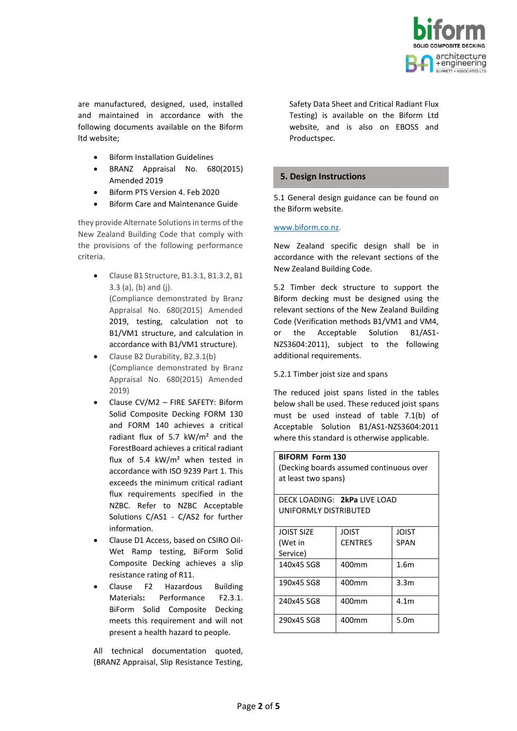are manufactured, designed, used, installed and maintained in accordance with the following documents available on the Biform ltd website;

- Biform Installation Guidelines
- BRANZ Appraisal No. 680(2015) Amended 2019
- Biform PTS Version 4. Feb 2020
- Biform Care and Maintenance Guide

they provide Alternate Solutions in terms of the New Zealand Building Code that comply with the provisions of the following performance criteria.

- Clause B1 Structure, B1.3.1, B1.3.2, B1 3.3 (a), (b) and (j).
  (Compliance demonstrated by Branz Appraisal No. 680(2015) Amended 2019, testing, calculation not to B1/VM1 structure, and calculation in accordance with B1/VM1 structure).
- Clause B2 Durability, B2.3.1(b)
  (Compliance demonstrated by Branz Appraisal No. 680(2015) Amended 2019)
- Clause CV/M2 – FIRE SAFETY: Biform Solid Composite Decking FORM 130 and FORM 140 achieves a critical radiant flux of 5.7 kW/m² and the ForestBoard achieves a critical radiant flux of 5.4 kW/m² when tested in accordance with ISO 9239 Part 1. This exceeds the minimum critical radiant flux requirements specified in the NZBC. Refer to NZBC Acceptable Solutions C/AS1 - C/AS2 for further information.
- Clause D1 Access, based on CSIRO Oil-Wet Ramp testing, BiForm Solid Composite Decking achieves a slip resistance rating of R11.
- Clause F2 Hazardous Building Materials**:** Performance F2.3.1. BiForm Solid Composite Decking meets this requirement and will not present a health hazard to people.

All technical documentation quoted, (BRANZ Appraisal, Slip Resistance Testing, Safety Data Sheet and Critical Radiant Flux Testing) is available on the Biform Ltd website, and is also on EBOSS and Productspec.

## 5. Design Instructions

5.1 General design guidance can be found on the Biform website.

[www.biform.co.nz](http://www.biform.co.nz).

New Zealand specific design shall be in accordance with the relevant sections of the New Zealand Building Code.

5.2 Timber deck structure to support the Biform decking must be designed using the relevant sections of the New Zealand Building Code (Verification methods B1/VM1 and VM4, or the Acceptable Solution B1/AS1-NZS3604:2011), subject to the following additional requirements.

5.2.1 Timber joist size and spans

The reduced joist spans listed in the tables below shall be used. These reduced joist spans must be used instead of table 7.1(b) of Acceptable Solution B1/AS1-NZS3604:2011 where this standard is otherwise applicable.

| **BIFORM Form 130** (Decking boards assumed continuous over at least two spans) | | |
|---|---|---|
| DECK LOADING: **2kPa** LIVE LOAD UNIFORMLY DISTRIBUTED | | |
| JOIST SIZE (Wet in Service) | JOIST CENTRES | JOIST SPAN |
| 140x45 SG8 | 400mm | 1.6m |
| 190x45 SG8 | 400mm | 3.3m |
| 240x45 SG8 | 400mm | 4.1m |
| 290x45 SG8 | 400mm | 5.0m |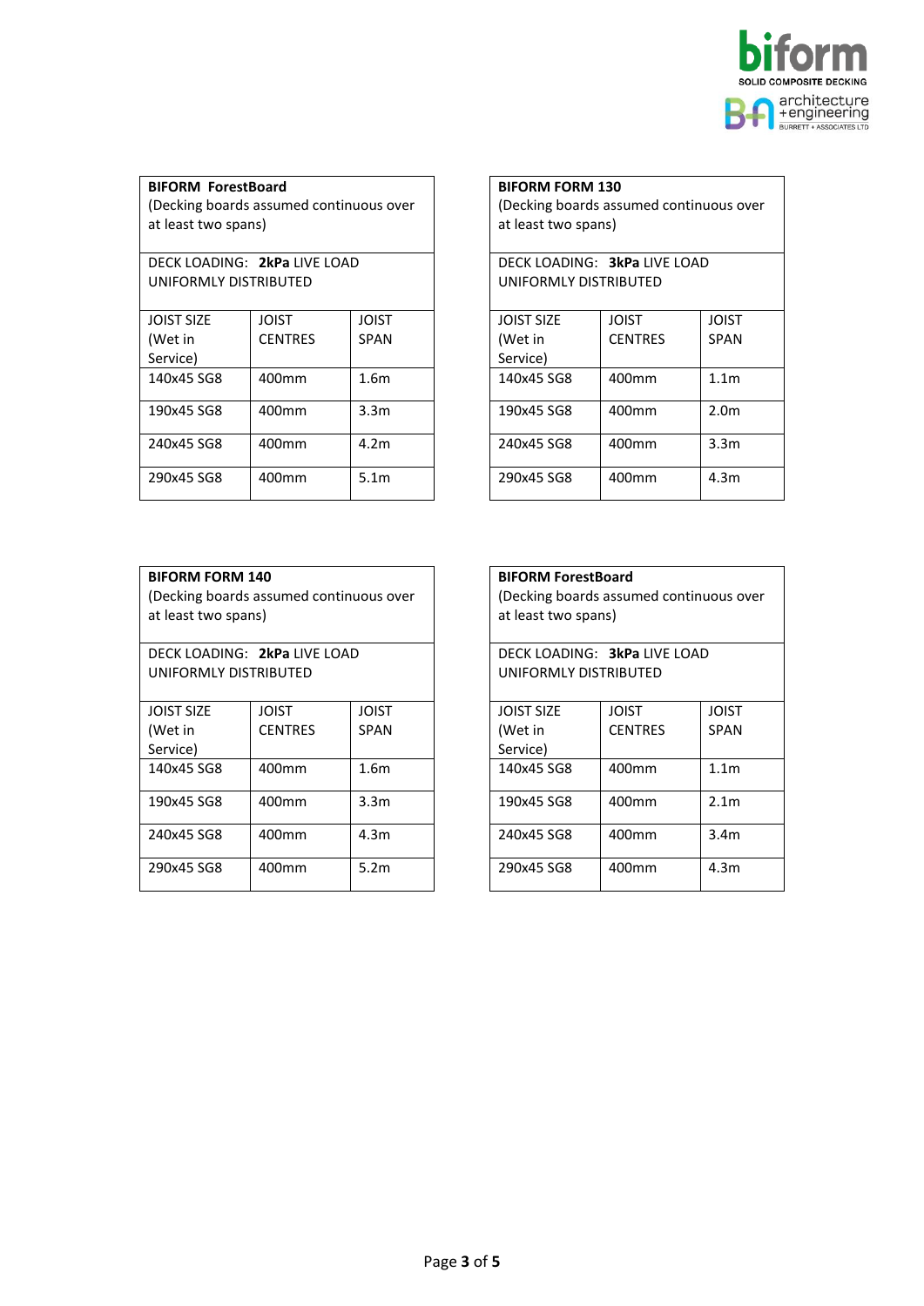**BIFORM ForestBoard**
(Decking boards assumed continuous over at least two spans)

DECK LOADING: **2kPa** LIVE LOAD UNIFORMLY DISTRIBUTED

| JOIST SIZE (Wet in Service) | JOIST CENTRES | JOIST SPAN |
|---|---|---|
| 140x45 SG8 | 400mm | 1.6m |
| 190x45 SG8 | 400mm | 3.3m |
| 240x45 SG8 | 400mm | 4.2m |
| 290x45 SG8 | 400mm | 5.1m |

**BIFORM FORM 130**
(Decking boards assumed continuous over at least two spans)

DECK LOADING: **3kPa** LIVE LOAD UNIFORMLY DISTRIBUTED

| JOIST SIZE (Wet in Service) | JOIST CENTRES | JOIST SPAN |
|---|---|---|
| 140x45 SG8 | 400mm | 1.1m |
| 190x45 SG8 | 400mm | 2.0m |
| 240x45 SG8 | 400mm | 3.3m |
| 290x45 SG8 | 400mm | 4.3m |

**BIFORM FORM 140**
(Decking boards assumed continuous over at least two spans)

DECK LOADING: **2kPa** LIVE LOAD UNIFORMLY DISTRIBUTED

| JOIST SIZE (Wet in Service) | JOIST CENTRES | JOIST SPAN |
|---|---|---|
| 140x45 SG8 | 400mm | 1.6m |
| 190x45 SG8 | 400mm | 3.3m |
| 240x45 SG8 | 400mm | 4.3m |
| 290x45 SG8 | 400mm | 5.2m |

**BIFORM ForestBoard**
(Decking boards assumed continuous over at least two spans)

DECK LOADING: **3kPa** LIVE LOAD UNIFORMLY DISTRIBUTED

| JOIST SIZE (Wet in Service) | JOIST CENTRES | JOIST SPAN |
|---|---|---|
| 140x45 SG8 | 400mm | 1.1m |
| 190x45 SG8 | 400mm | 2.1m |
| 240x45 SG8 | 400mm | 3.4m |
| 290x45 SG8 | 400mm | 4.3m |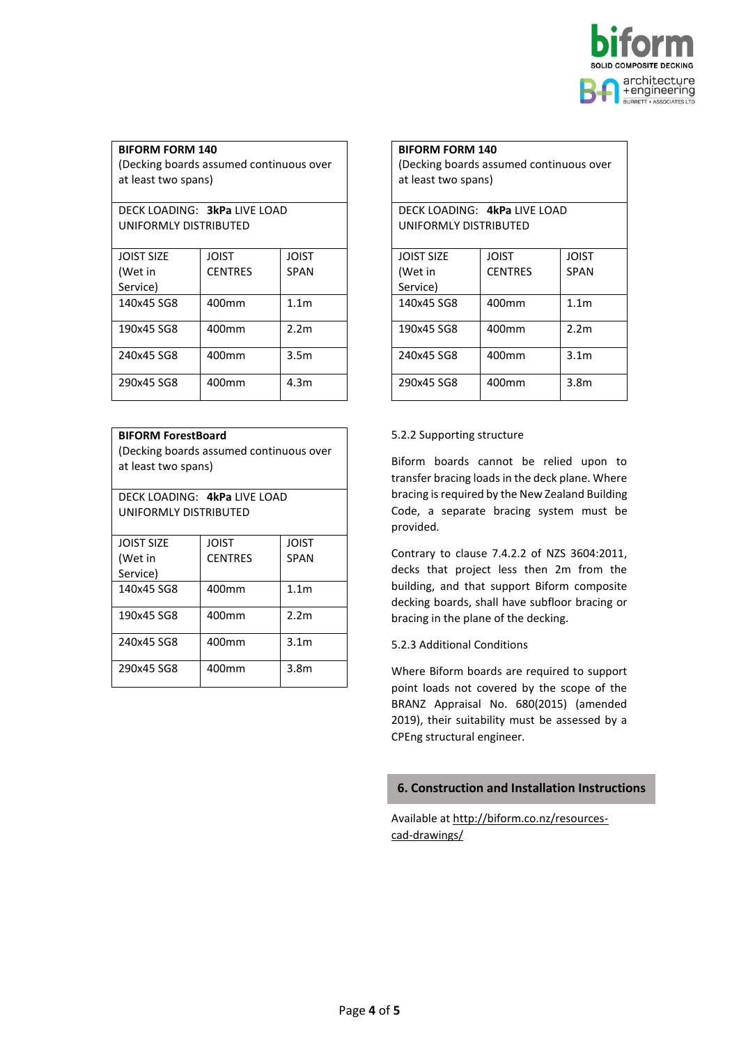**BIFORM FORM 140**
(Decking boards assumed continuous over at least two spans)

DECK LOADING: **3kPa** LIVE LOAD UNIFORMLY DISTRIBUTED

| JOIST SIZE (Wet in Service) | JOIST CENTRES | JOIST SPAN |
|---|---|---|
| 140x45 SG8 | 400mm | 1.1m |
| 190x45 SG8 | 400mm | 2.2m |
| 240x45 SG8 | 400mm | 3.5m |
| 290x45 SG8 | 400mm | 4.3m |

**BIFORM ForestBoard**
(Decking boards assumed continuous over at least two spans)

DECK LOADING: **4kPa** LIVE LOAD UNIFORMLY DISTRIBUTED

| JOIST SIZE (Wet in Service) | JOIST CENTRES | JOIST SPAN |
|---|---|---|
| 140x45 SG8 | 400mm | 1.1m |
| 190x45 SG8 | 400mm | 2.2m |
| 240x45 SG8 | 400mm | 3.1m |
| 290x45 SG8 | 400mm | 3.8m |

**BIFORM FORM 140**
(Decking boards assumed continuous over at least two spans)

DECK LOADING: **4kPa** LIVE LOAD UNIFORMLY DISTRIBUTED

| JOIST SIZE (Wet in Service) | JOIST CENTRES | JOIST SPAN |
|---|---|---|
| 140x45 SG8 | 400mm | 1.1m |
| 190x45 SG8 | 400mm | 2.2m |
| 240x45 SG8 | 400mm | 3.1m |
| 290x45 SG8 | 400mm | 3.8m |

5.2.2 Supporting structure

Biform boards cannot be relied upon to transfer bracing loads in the deck plane. Where bracing is required by the New Zealand Building Code, a separate bracing system must be provided.

Contrary to clause 7.4.2.2 of NZS 3604:2011, decks that project less then 2m from the building, and that support Biform composite decking boards, shall have subfloor bracing or bracing in the plane of the decking.

5.2.3 Additional Conditions

Where Biform boards are required to support point loads not covered by the scope of the BRANZ Appraisal No. 680(2015) (amended 2019), their suitability must be assessed by a CPEng structural engineer.

## 6. Construction and Installation Instructions

Available at http://biform.co.nz/resources-cad-drawings/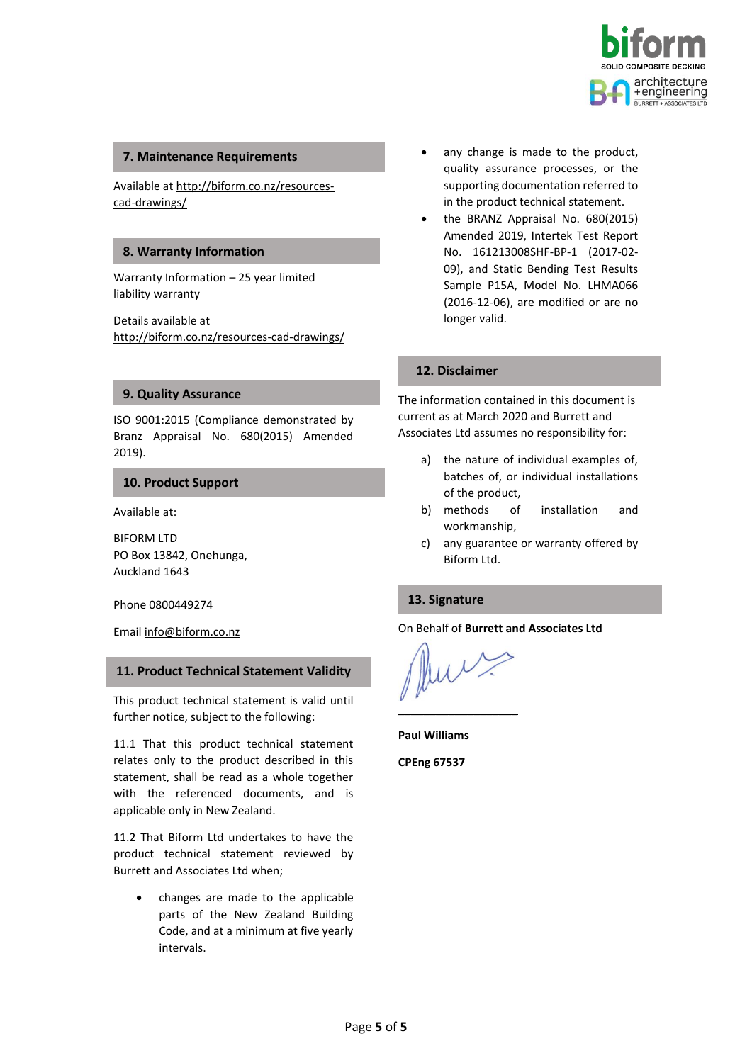## 7. Maintenance Requirements

Available at http://biform.co.nz/resources-cad-drawings/

## 8. Warranty Information

Warranty Information – 25 year limited liability warranty

Details available at http://biform.co.nz/resources-cad-drawings/

## 9. Quality Assurance

ISO 9001:2015 (Compliance demonstrated by Branz Appraisal No. 680(2015) Amended 2019).

## 10. Product Support

Available at:

BIFORM LTD
PO Box 13842, Onehunga,
Auckland 1643

Phone 0800449274

Email info@biform.co.nz

## 11. Product Technical Statement Validity

This product technical statement is valid until further notice, subject to the following:

11.1 That this product technical statement relates only to the product described in this statement, shall be read as a whole together with the referenced documents, and is applicable only in New Zealand.

11.2 That Biform Ltd undertakes to have the product technical statement reviewed by Burrett and Associates Ltd when;

- changes are made to the applicable parts of the New Zealand Building Code, and at a minimum at five yearly intervals.
- any change is made to the product, quality assurance processes, or the supporting documentation referred to in the product technical statement.
- the BRANZ Appraisal No. 680(2015) Amended 2019, Intertek Test Report No. 161213008SHF-BP-1 (2017-02-09), and Static Bending Test Results Sample P15A, Model No. LHMA066 (2016-12-06), are modified or are no longer valid.

## 12. Disclaimer

The information contained in this document is current as at March 2020 and Burrett and Associates Ltd assumes no responsibility for:

a) the nature of individual examples of, batches of, or individual installations of the product,
b) methods of installation and workmanship,
c) any guarantee or warranty offered by Biform Ltd.

## 13. Signature

On Behalf of **Burrett and Associates Ltd**

**Paul Williams**

**CPEng 67537**